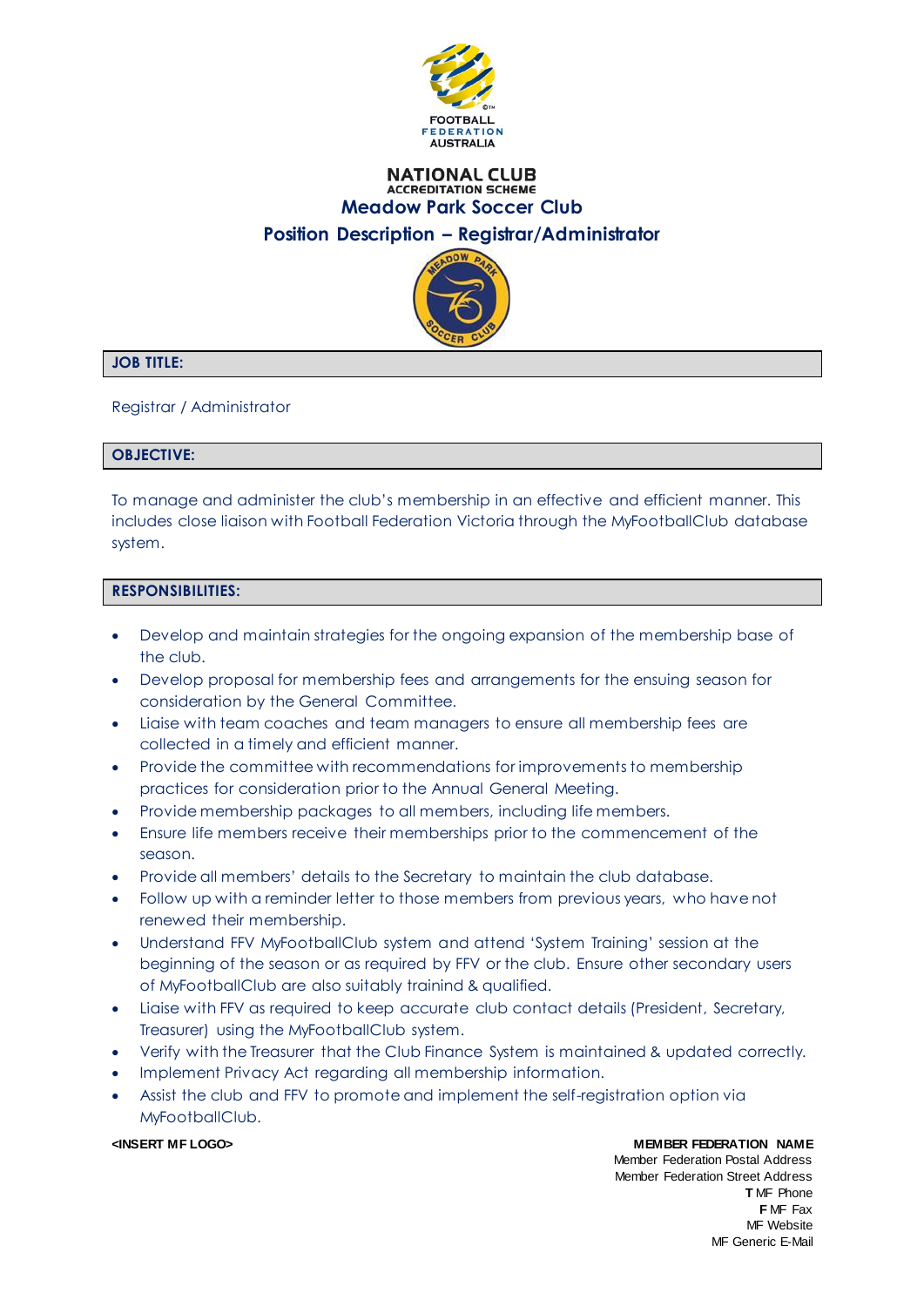FOOTBALL FEDERATION AUSTRALIA

NATIONAL CLUB
ACCREDITATION SCHEME

# Meadow Park Soccer Club

## Position Description – Registrar/Administrator

### JOB TITLE:

Registrar / Administrator

### OBJECTIVE:

To manage and administer the club's membership in an effective and efficient manner. This includes close liaison with Football Federation Victoria through the MyFootballClub database system.

### RESPONSIBILITIES:

- Develop and maintain strategies for the ongoing expansion of the membership base of the club.
- Develop proposal for membership fees and arrangements for the ensuing season for consideration by the General Committee.
- Liaise with team coaches and team managers to ensure all membership fees are collected in a timely and efficient manner.
- Provide the committee with recommendations for improvements to membership practices for consideration prior to the Annual General Meeting.
- Provide membership packages to all members, including life members.
- Ensure life members receive their memberships prior to the commencement of the season.
- Provide all members' details to the Secretary to maintain the club database.
- Follow up with a reminder letter to those members from previous years, who have not renewed their membership.
- Understand FFV MyFootballClub system and attend 'System Training' session at the beginning of the season or as required by FFV or the club. Ensure other secondary users of MyFootballClub are also suitably trainind & qualified.
- Liaise with FFV as required to keep accurate club contact details (President, Secretary, Treasurer) using the MyFootballClub system.
- Verify with the Treasurer that the Club Finance System is maintained & updated correctly.
- Implement Privacy Act regarding all membership information.
- Assist the club and FFV to promote and implement the self-registration option via MyFootballClub.

**<INSERT MF LOGO>**

**MEMBER FEDERATION NAME**
Member Federation Postal Address
Member Federation Street Address
**T** MF Phone
**F** MF Fax
MF Website
MF Generic E-Mail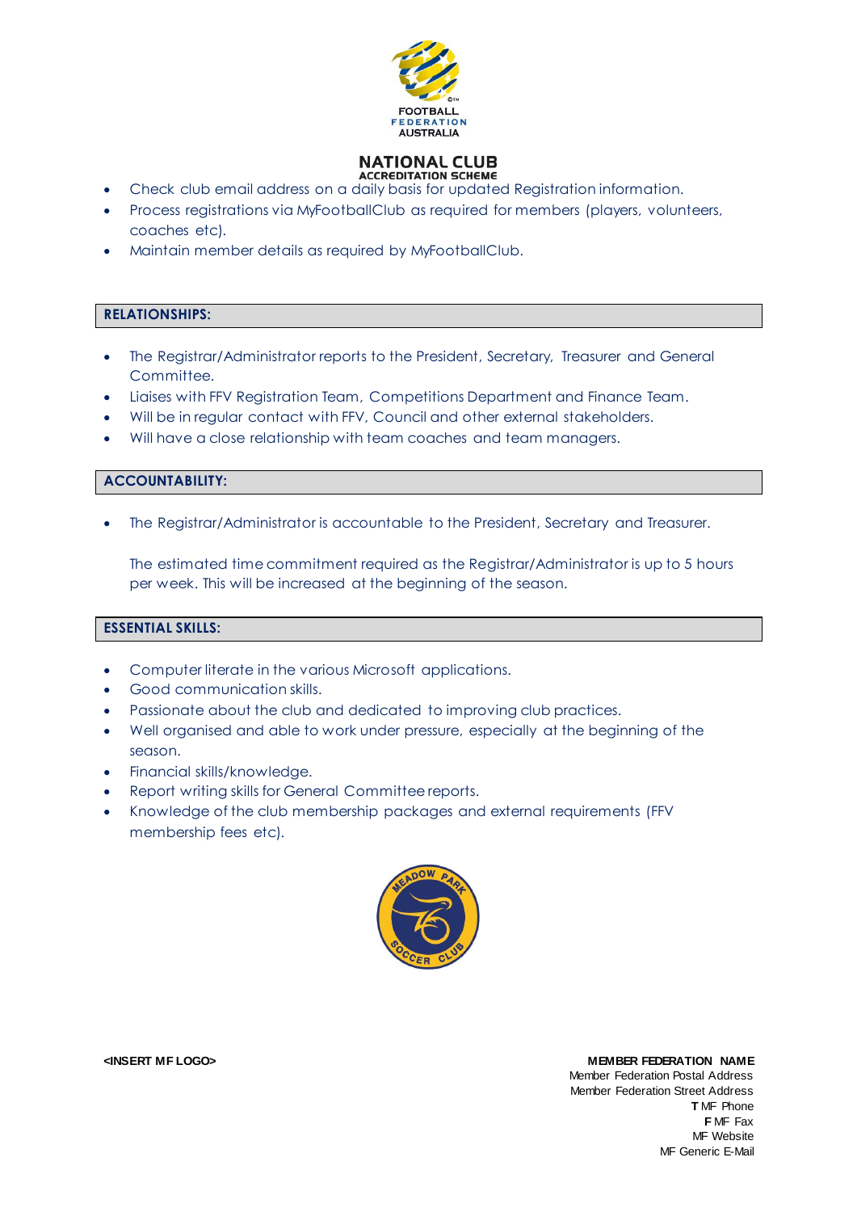- Check club email address on a daily basis for updated Registration information.
- Process registrations via MyFootballClub as required for members (players, volunteers, coaches etc).
- Maintain member details as required by MyFootballClub.

## RELATIONSHIPS:

- The Registrar/Administrator reports to the President, Secretary, Treasurer and General Committee.
- Liaises with FFV Registration Team, Competitions Department and Finance Team.
- Will be in regular contact with FFV, Council and other external stakeholders.
- Will have a close relationship with team coaches and team managers.

## ACCOUNTABILITY:

- The Registrar/Administrator is accountable to the President, Secretary and Treasurer.

  The estimated time commitment required as the Registrar/Administrator is up to 5 hours per week. This will be increased at the beginning of the season.

## ESSENTIAL SKILLS:

- Computer literate in the various Microsoft applications.
- Good communication skills.
- Passionate about the club and dedicated to improving club practices.
- Well organised and able to work under pressure, especially at the beginning of the season.
- Financial skills/knowledge.
- Report writing skills for General Committee reports.
- Knowledge of the club membership packages and external requirements (FFV membership fees etc).

<INSERT MF LOGO>

**MEMBER FEDERATION NAME**
Member Federation Postal Address
Member Federation Street Address
**T** MF Phone
**F** MF Fax
MF Website
MF Generic E-Mail